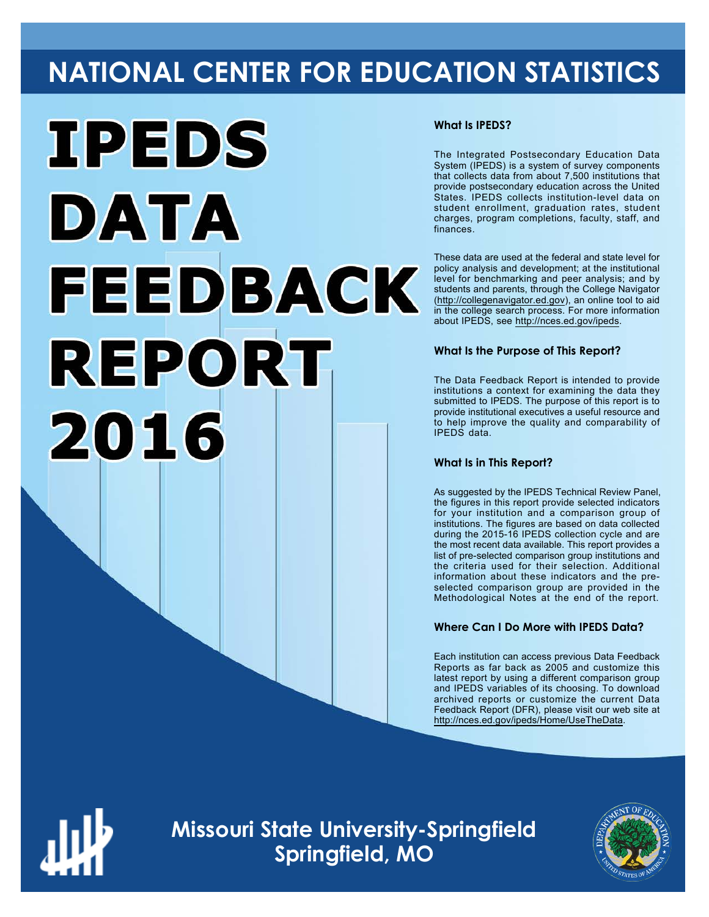# NATIONAL CENTER FOR EDUCATION STATISTICS

# IPEDS DATA FEEDBACK REPORT 2016

### What Is IPEDS?

The Integrated Postsecondary Education Data System (IPEDS) is a system of survey components that collects data from about 7,500 institutions that provide postsecondary education across the United States. IPEDS collects institution-level data on student enrollment, graduation rates, student charges, program completions, faculty, staff, and finances.

These data are used at the federal and state level for policy analysis and development; at the institutional level for benchmarking and peer analysis; and by students and parents, through the College Navigator (http://collegenavigator.ed.gov), an online tool to aid in the college search process. For more information about IPEDS, see http://nces.ed.gov/ipeds.

### What Is the Purpose of This Report?

The Data Feedback Report is intended to provide institutions a context for examining the data they submitted to IPEDS. The purpose of this report is to provide institutional executives a useful resource and to help improve the quality and comparability of IPEDS data.

### What Is in This Report?

As suggested by the IPEDS Technical Review Panel, the figures in this report provide selected indicators for your institution and a comparison group of institutions. The figures are based on data collected during the 2015-16 IPEDS collection cycle and are the most recent data available. This report provides a list of pre-selected comparison group institutions and the criteria used for their selection. Additional information about these indicators and the pre-selected comparison group are provided in the Methodological Notes at the end of the report.

### Where Can I Do More with IPEDS Data?

Each institution can access previous Data Feedback Reports as far back as 2005 and customize this latest report by using a different comparison group and IPEDS variables of its choosing. To download archived reports or customize the current Data Feedback Report (DFR), please visit our web site at http://nces.ed.gov/ipeds/Home/UseTheData.

## Missouri State University-Springfield
## Springfield, MO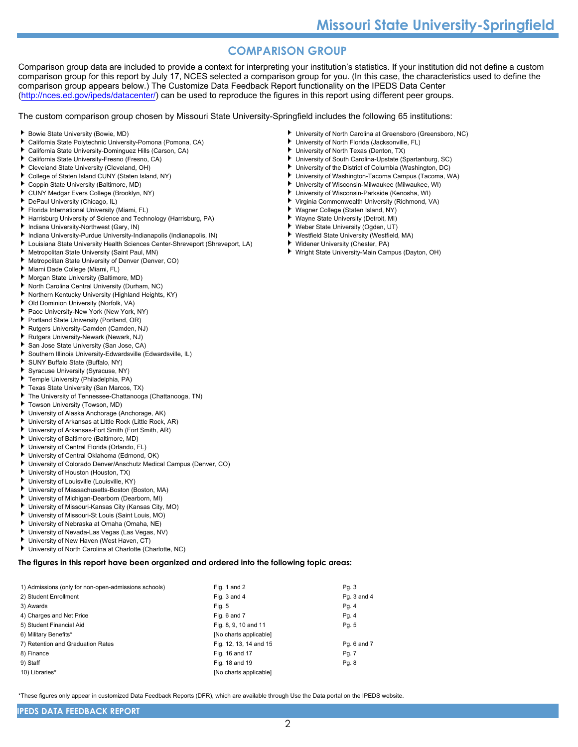## COMPARISON GROUP

Comparison group data are included to provide a context for interpreting your institution's statistics. If your institution did not define a custom comparison group for this report by July 17, NCES selected a comparison group for you. (In this case, the characteristics used to define the comparison group appears below.) The Customize Data Feedback Report functionality on the IPEDS Data Center (http://nces.ed.gov/ipeds/datacenter/) can be used to reproduce the figures in this report using different peer groups.

The custom comparison group chosen by Missouri State University-Springfield includes the following 65 institutions:

- Bowie State University (Bowie, MD)
- California State Polytechnic University-Pomona (Pomona, CA)
- California State University-Dominguez Hills (Carson, CA)
- California State University-Fresno (Fresno, CA)
- Cleveland State University (Cleveland, OH)
- College of Staten Island CUNY (Staten Island, NY)
- Coppin State University (Baltimore, MD)
- CUNY Medgar Evers College (Brooklyn, NY)
- DePaul University (Chicago, IL)
- Florida International University (Miami, FL)
- Harrisburg University of Science and Technology (Harrisburg, PA)
- Indiana University-Northwest (Gary, IN)
- Indiana University-Purdue University-Indianapolis (Indianapolis, IN)
- Louisiana State University Health Sciences Center-Shreveport (Shreveport, LA)
- Metropolitan State University (Saint Paul, MN)
- Metropolitan State University of Denver (Denver, CO)
- Miami Dade College (Miami, FL)
- Morgan State University (Baltimore, MD)
- North Carolina Central University (Durham, NC)
- Northern Kentucky University (Highland Heights, KY)
- Old Dominion University (Norfolk, VA)
- Pace University-New York (New York, NY)
- Portland State University (Portland, OR)
- Rutgers University-Camden (Camden, NJ)
- Rutgers University-Newark (Newark, NJ)
- San Jose State University (San Jose, CA)
- Southern Illinois University-Edwardsville (Edwardsville, IL)
- SUNY Buffalo State (Buffalo, NY)
- Syracuse University (Syracuse, NY)
- Temple University (Philadelphia, PA)
- Texas State University (San Marcos, TX)
- The University of Tennessee-Chattanooga (Chattanooga, TN)
- Towson University (Towson, MD)
- University of Alaska Anchorage (Anchorage, AK)
- University of Arkansas at Little Rock (Little Rock, AR)
- University of Arkansas-Fort Smith (Fort Smith, AR)
- University of Baltimore (Baltimore, MD)
- University of Central Florida (Orlando, FL)
- University of Central Oklahoma (Edmond, OK)
- University of Colorado Denver/Anschutz Medical Campus (Denver, CO)
- University of Houston (Houston, TX)
- University of Louisville (Louisville, KY)
- University of Massachusetts-Boston (Boston, MA)
- University of Michigan-Dearborn (Dearborn, MI)
- University of Missouri-Kansas City (Kansas City, MO)
- University of Missouri-St Louis (Saint Louis, MO)
- University of Nebraska at Omaha (Omaha, NE)
- University of Nevada-Las Vegas (Las Vegas, NV)
- University of New Haven (West Haven, CT)
- University of North Carolina at Charlotte (Charlotte, NC)
- University of North Carolina at Greensboro (Greensboro, NC)
- University of North Florida (Jacksonville, FL)
- University of North Texas (Denton, TX)
- University of South Carolina-Upstate (Spartanburg, SC)
- University of the District of Columbia (Washington, DC)
- University of Washington-Tacoma Campus (Tacoma, WA)
- University of Wisconsin-Milwaukee (Milwaukee, WI)
- University of Wisconsin-Parkside (Kenosha, WI)
- Virginia Commonwealth University (Richmond, VA)
- Wagner College (Staten Island, NY)
- Wayne State University (Detroit, MI)
- Weber State University (Ogden, UT)
- Westfield State University (Westfield, MA)
- Widener University (Chester, PA)
- Wright State University-Main Campus (Dayton, OH)

**The figures in this report have been organized and ordered into the following topic areas:**

| Topic | Figures | Pages |
|---|---|---|
| 1) Admissions (only for non-open-admissions schools) | Fig. 1 and 2 | Pg. 3 |
| 2) Student Enrollment | Fig. 3 and 4 | Pg. 3 and 4 |
| 3) Awards | Fig. 5 | Pg. 4 |
| 4) Charges and Net Price | Fig. 6 and 7 | Pg. 4 |
| 5) Student Financial Aid | Fig. 8, 9, 10 and 11 | Pg. 5 |
| 6) Military Benefits* | [No charts applicable] | |
| 7) Retention and Graduation Rates | Fig. 12, 13, 14 and 15 | Pg. 6 and 7 |
| 8) Finance | Fig. 16 and 17 | Pg. 7 |
| 9) Staff | Fig. 18 and 19 | Pg. 8 |
| 10) Libraries* | [No charts applicable] | |

*These figures only appear in customized Data Feedback Reports (DFR), which are available through Use the Data portal on the IPEDS website.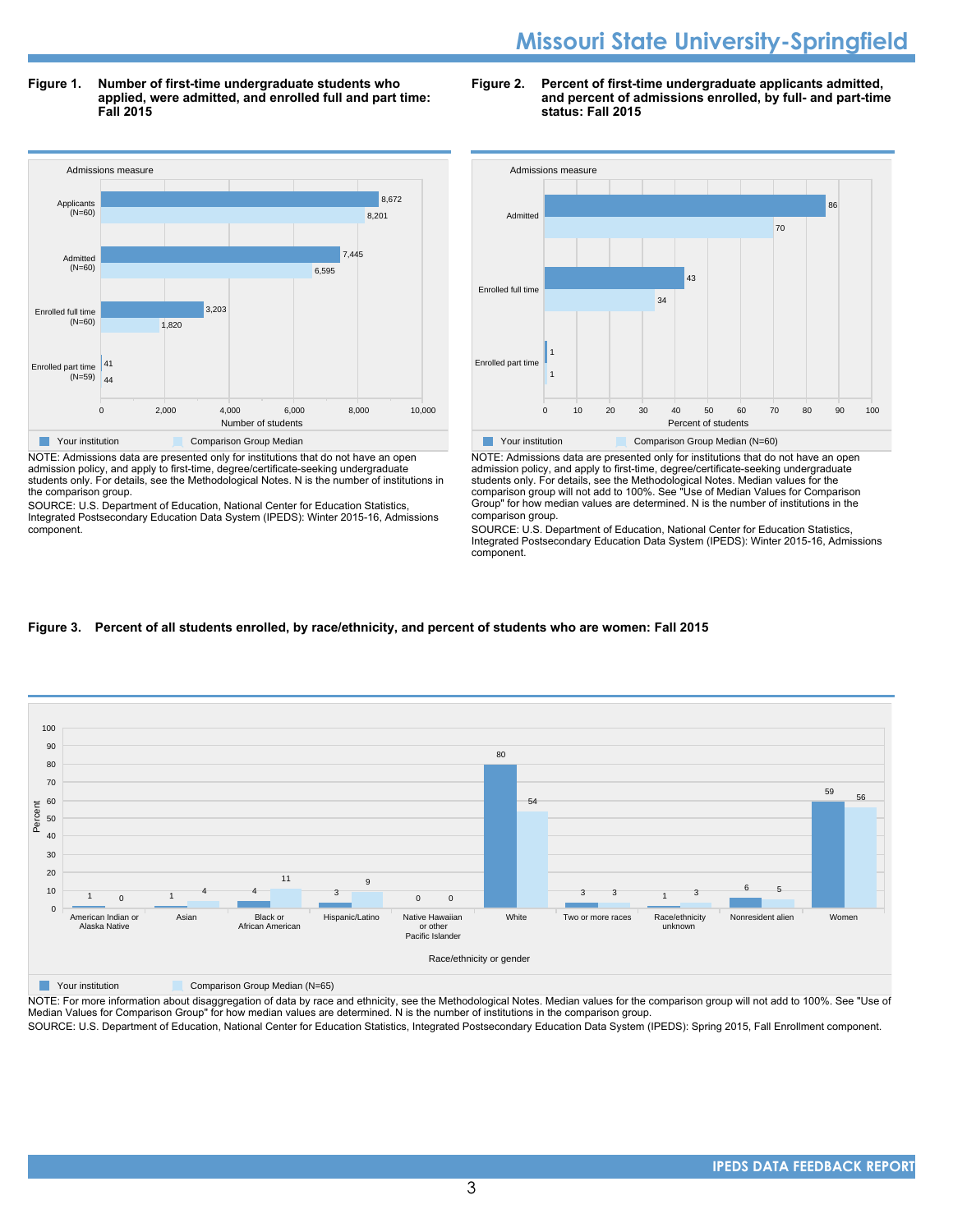# Missouri State University-Springfield

**Figure 1. Number of first-time undergraduate students who applied, were admitted, and enrolled full and part time: Fall 2015**

| Admissions measure | Your institution | Comparison Group Median |
|---|---|---|
| Applicants (N=60) | 8,672 | 8,201 |
| Admitted (N=60) | 7,445 | 6,595 |
| Enrolled full time (N=60) | 3,203 | 1,820 |
| Enrolled part time (N=59) | 41 | 44 |

NOTE: Admissions data are presented only for institutions that do not have an open admission policy, and apply to first-time, degree/certificate-seeking undergraduate students only. For details, see the Methodological Notes. N is the number of institutions in the comparison group.

SOURCE: U.S. Department of Education, National Center for Education Statistics, Integrated Postsecondary Education Data System (IPEDS): Winter 2015-16, Admissions component.

**Figure 2. Percent of first-time undergraduate applicants admitted, and percent of admissions enrolled, by full- and part-time status: Fall 2015**

| Admissions measure | Your institution | Comparison Group Median (N=60) |
|---|---|---|
| Admitted | 86 | 70 |
| Enrolled full time | 43 | 34 |
| Enrolled part time | 1 | 1 |

NOTE: Admissions data are presented only for institutions that do not have an open admission policy, and apply to first-time, degree/certificate-seeking undergraduate students only. For details, see the Methodological Notes. Median values for the comparison group will not add to 100%. See "Use of Median Values for Comparison Group" for how median values are determined. N is the number of institutions in the comparison group.

SOURCE: U.S. Department of Education, National Center for Education Statistics, Integrated Postsecondary Education Data System (IPEDS): Winter 2015-16, Admissions component.

**Figure 3. Percent of all students enrolled, by race/ethnicity, and percent of students who are women: Fall 2015**

| Race/ethnicity or gender | Your institution | Comparison Group Median (N=65) |
|---|---|---|
| American Indian or Alaska Native | 1 | 0 |
| Asian | 1 | 4 |
| Black or African American | 4 | 11 |
| Hispanic/Latino | 3 | 9 |
| Native Hawaiian or other Pacific Islander | 0 | 0 |
| White | 80 | 54 |
| Two or more races | 3 | 3 |
| Race/ethnicity unknown | 1 | 3 |
| Nonresident alien | 6 | 5 |
| Women | 59 | 56 |

NOTE: For more information about disaggregation of data by race and ethnicity, see the Methodological Notes. Median values for the comparison group will not add to 100%. See "Use of Median Values for Comparison Group" for how median values are determined. N is the number of institutions in the comparison group.

SOURCE: U.S. Department of Education, National Center for Education Statistics, Integrated Postsecondary Education Data System (IPEDS): Spring 2015, Fall Enrollment component.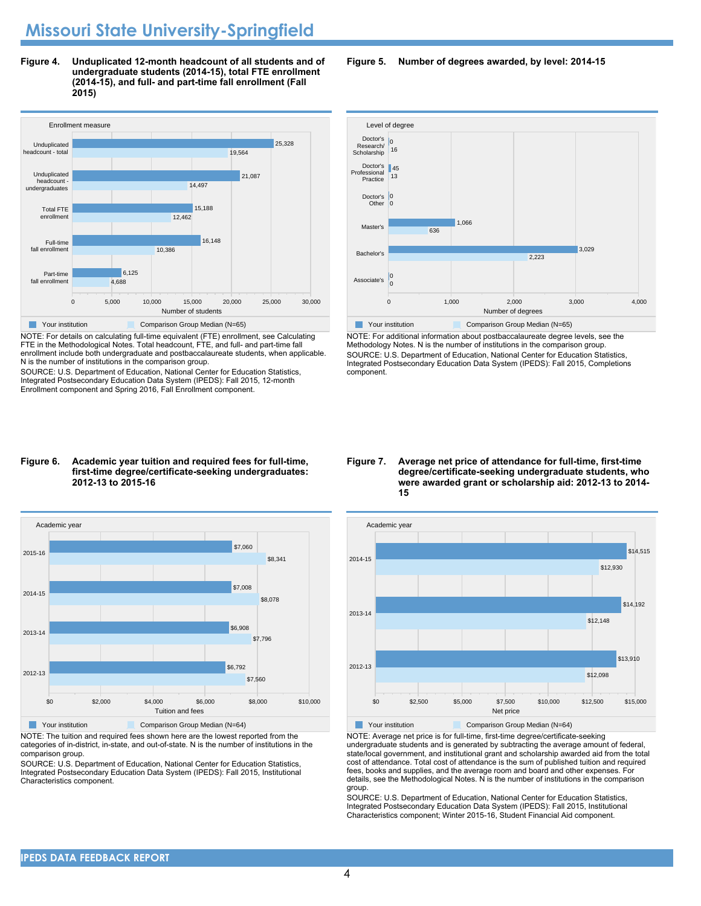# Missouri State University-Springfield

**Figure 4. Unduplicated 12-month headcount of all students and of undergraduate students (2014-15), total FTE enrollment (2014-15), and full- and part-time fall enrollment (Fall 2015)**

| Enrollment measure | Your institution | Comparison Group Median (N=65) |
|---|---|---|
| Unduplicated headcount - total | 25,328 | 19,564 |
| Unduplicated headcount - undergraduates | 21,087 | 14,497 |
| Total FTE enrollment | 15,188 | 12,462 |
| Full-time fall enrollment | 16,148 | 10,386 |
| Part-time fall enrollment | 6,125 | 4,688 |

NOTE: For details on calculating full-time equivalent (FTE) enrollment, see Calculating FTE in the Methodological Notes. Total headcount, FTE, and full- and part-time fall enrollment include both undergraduate and postbaccalaureate students, when applicable. N is the number of institutions in the comparison group.

SOURCE: U.S. Department of Education, National Center for Education Statistics, Integrated Postsecondary Education Data System (IPEDS): Fall 2015, 12-month Enrollment component and Spring 2016, Fall Enrollment component.

**Figure 5. Number of degrees awarded, by level: 2014-15**

| Level of degree | Your institution | Comparison Group Median (N=65) |
|---|---|---|
| Doctor's Research/ Scholarship | 0 | 16 |
| Doctor's Professional Practice | 45 | 13 |
| Doctor's Other | 0 | 0 |
| Master's | 1,066 | 636 |
| Bachelor's | 3,029 | 2,223 |
| Associate's | 0 | 0 |

NOTE: For additional information about postbaccalaureate degree levels, see the Methodology Notes. N is the number of institutions in the comparison group.

SOURCE: U.S. Department of Education, National Center for Education Statistics, Integrated Postsecondary Education Data System (IPEDS): Fall 2015, Completions component.

**Figure 6. Academic year tuition and required fees for full-time, first-time degree/certificate-seeking undergraduates: 2012-13 to 2015-16**

| Academic year | Your institution | Comparison Group Median (N=64) |
|---|---|---|
| 2015-16 | $7,060 | $8,341 |
| 2014-15 | $7,008 | $8,078 |
| 2013-14 | $6,908 | $7,796 |
| 2012-13 | $6,792 | $7,560 |

NOTE: The tuition and required fees shown here are the lowest reported from the categories of in-district, in-state, and out-of-state. N is the number of institutions in the comparison group.

SOURCE: U.S. Department of Education, National Center for Education Statistics, Integrated Postsecondary Education Data System (IPEDS): Fall 2015, Institutional Characteristics component.

**Figure 7. Average net price of attendance for full-time, first-time degree/certificate-seeking undergraduate students, who were awarded grant or scholarship aid: 2012-13 to 2014-15**

| Academic year | Your institution | Comparison Group Median (N=64) |
|---|---|---|
| 2014-15 | $14,515 | $12,930 |
| 2013-14 | $14,192 | $12,148 |
| 2012-13 | $13,910 | $12,098 |

NOTE: Average net price is for full-time, first-time degree/certificate-seeking undergraduate students and is generated by subtracting the average amount of federal, state/local government, and institutional grant and scholarship awarded aid from the total cost of attendance. Total cost of attendance is the sum of published tuition and required fees, books and supplies, and the average room and board and other expenses. For details, see the Methodological Notes. N is the number of institutions in the comparison group.

SOURCE: U.S. Department of Education, National Center for Education Statistics, Integrated Postsecondary Education Data System (IPEDS): Fall 2015, Institutional Characteristics component; Winter 2015-16, Student Financial Aid component.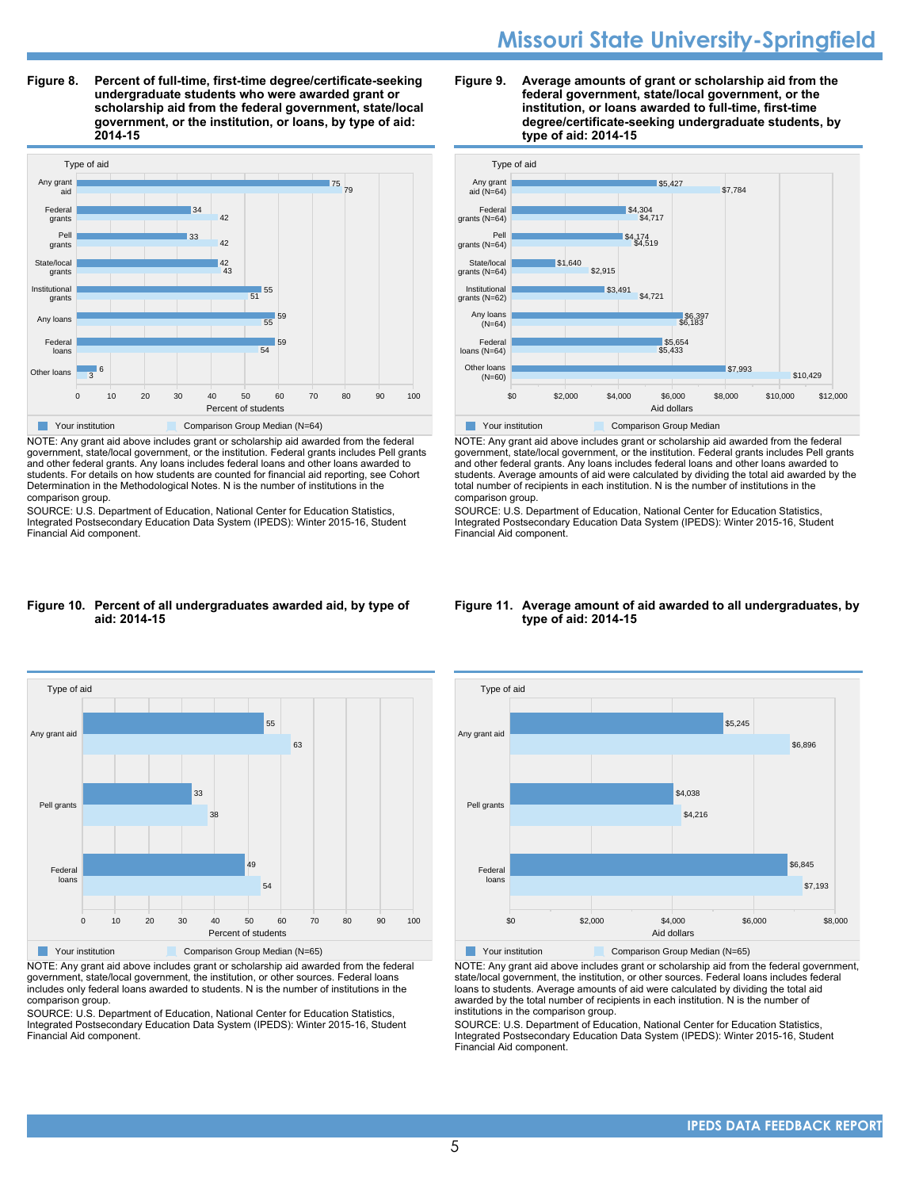# Missouri State University-Springfield

**Figure 8. Percent of full-time, first-time degree/certificate-seeking undergraduate students who were awarded grant or scholarship aid from the federal government, state/local government, or the institution, or loans, by type of aid: 2014-15**

| Type of aid | Your institution | Comparison Group Median (N=64) |
|---|---|---|
| Any grant aid | 75 | 79 |
| Federal grants | 34 | 42 |
| Pell grants | 33 | 42 |
| State/local grants | 42 | 43 |
| Institutional grants | 55 | 51 |
| Any loans | 59 | 55 |
| Federal loans | 59 | 54 |
| Other loans | 6 | 3 |

Percent of students

NOTE: Any grant aid above includes grant or scholarship aid awarded from the federal government, state/local government, or the institution. Federal grants includes Pell grants and other federal grants. Any loans includes federal loans and other loans awarded to students. For details on how students are counted for financial aid reporting, see Cohort Determination in the Methodological Notes. N is the number of institutions in the comparison group.

SOURCE: U.S. Department of Education, National Center for Education Statistics, Integrated Postsecondary Education Data System (IPEDS): Winter 2015-16, Student Financial Aid component.

**Figure 9. Average amounts of grant or scholarship aid from the federal government, state/local government, or the institution, or loans awarded to full-time, first-time degree/certificate-seeking undergraduate students, by type of aid: 2014-15**

| Type of aid | Your institution | Comparison Group Median |
|---|---|---|
| Any grant aid (N=64) | $5,427 | $7,784 |
| Federal grants (N=64) | $4,304 | $4,717 |
| Pell grants (N=64) | $4,174 | $4,519 |
| State/local grants (N=64) | $1,640 | $2,915 |
| Institutional grants (N=62) | $3,491 | $4,721 |
| Any loans (N=64) | $6,397 | $6,183 |
| Federal loans (N=64) | $5,654 | $5,433 |
| Other loans (N=60) | $7,993 | $10,429 |

Aid dollars

NOTE: Any grant aid above includes grant or scholarship aid awarded from the federal government, state/local government, or the institution. Federal grants includes Pell grants and other federal grants. Any loans includes federal loans and other loans awarded to students. Average amounts of aid were calculated by dividing the total aid awarded by the total number of recipients in each institution. N is the number of institutions in the comparison group.

SOURCE: U.S. Department of Education, National Center for Education Statistics, Integrated Postsecondary Education Data System (IPEDS): Winter 2015-16, Student Financial Aid component.

**Figure 10. Percent of all undergraduates awarded aid, by type of aid: 2014-15**

| Type of aid | Your institution | Comparison Group Median (N=65) |
|---|---|---|
| Any grant aid | 55 | 63 |
| Pell grants | 33 | 38 |
| Federal loans | 49 | 54 |

Percent of students

NOTE: Any grant aid above includes grant or scholarship aid awarded from the federal government, state/local government, the institution, or other sources. Federal loans includes only federal loans awarded to students. N is the number of institutions in the comparison group.

SOURCE: U.S. Department of Education, National Center for Education Statistics, Integrated Postsecondary Education Data System (IPEDS): Winter 2015-16, Student Financial Aid component.

**Figure 11. Average amount of aid awarded to all undergraduates, by type of aid: 2014-15**

| Type of aid | Your institution | Comparison Group Median (N=65) |
|---|---|---|
| Any grant aid | $5,245 | $6,896 |
| Pell grants | $4,038 | $4,216 |
| Federal loans | $6,845 | $7,193 |

Aid dollars

NOTE: Any grant aid above includes grant or scholarship aid from the federal government, state/local government, the institution, or other sources. Federal loans includes federal loans to students. Average amounts of aid were calculated by dividing the total aid awarded by the total number of recipients in each institution. N is the number of institutions in the comparison group.

SOURCE: U.S. Department of Education, National Center for Education Statistics, Integrated Postsecondary Education Data System (IPEDS): Winter 2015-16, Student Financial Aid component.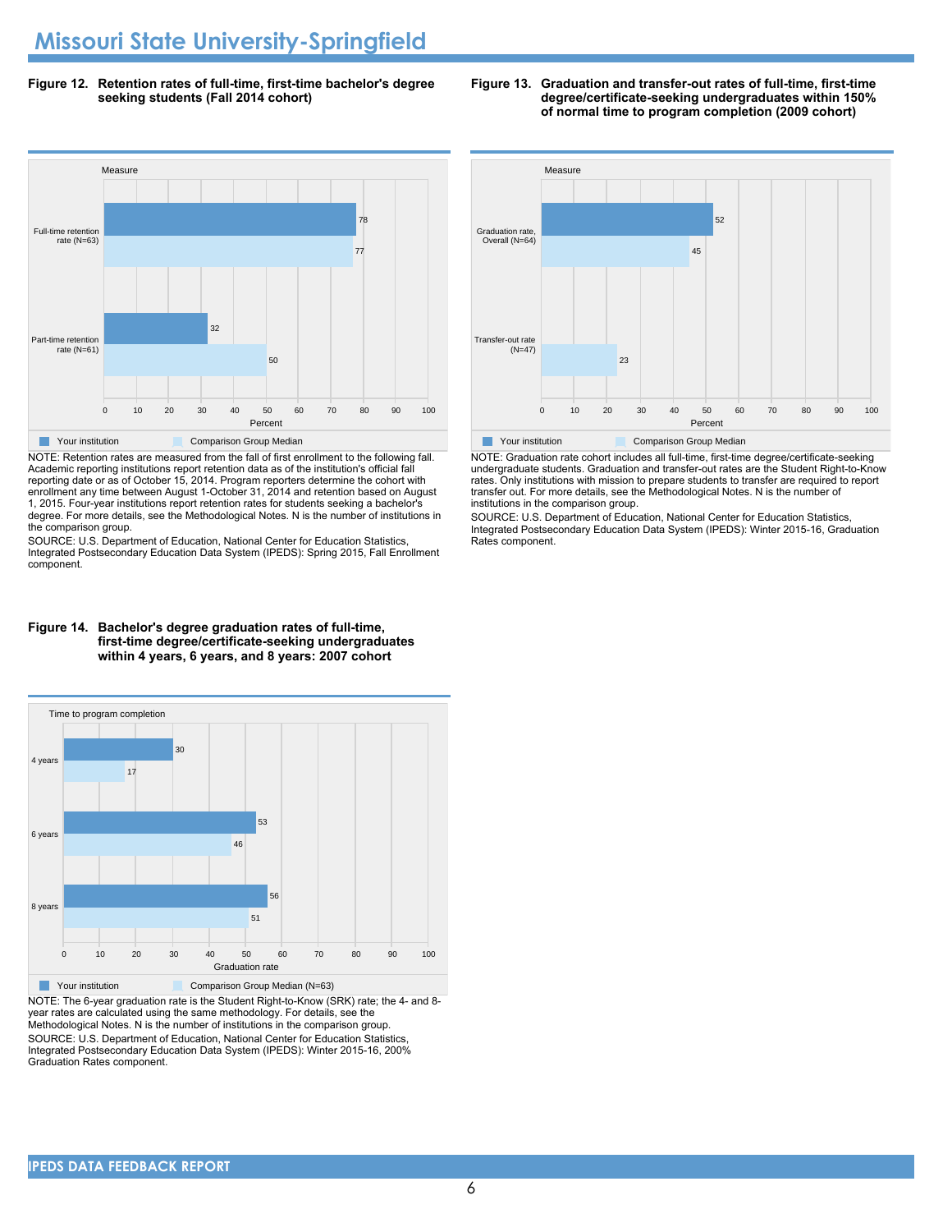# Missouri State University-Springfield

**Figure 12. Retention rates of full-time, first-time bachelor's degree seeking students (Fall 2014 cohort)**

| Measure | Your institution | Comparison Group Median |
|---|---|---|
| Full-time retention rate (N=63) | 78 | 77 |
| Part-time retention rate (N=61) | 32 | 50 |

NOTE: Retention rates are measured from the fall of first enrollment to the following fall. Academic reporting institutions report retention data as of the institution's official fall reporting date or as of October 15, 2014. Program reporters determine the cohort with enrollment any time between August 1-October 31, 2014 and retention based on August 1, 2015. Four-year institutions report retention rates for students seeking a bachelor's degree. For more details, see the Methodological Notes. N is the number of institutions in the comparison group.

SOURCE: U.S. Department of Education, National Center for Education Statistics, Integrated Postsecondary Education Data System (IPEDS): Spring 2015, Fall Enrollment component.

**Figure 13. Graduation and transfer-out rates of full-time, first-time degree/certificate-seeking undergraduates within 150% of normal time to program completion (2009 cohort)**

| Measure | Your institution | Comparison Group Median |
|---|---|---|
| Graduation rate, Overall (N=64) | 52 | 45 |
| Transfer-out rate (N=47) | | 23 |

NOTE: Graduation rate cohort includes all full-time, first-time degree/certificate-seeking undergraduate students. Graduation and transfer-out rates are the Student Right-to-Know rates. Only institutions with mission to prepare students to transfer are required to report transfer out. For more details, see the Methodological Notes. N is the number of institutions in the comparison group.

SOURCE: U.S. Department of Education, National Center for Education Statistics, Integrated Postsecondary Education Data System (IPEDS): Winter 2015-16, Graduation Rates component.

**Figure 14. Bachelor's degree graduation rates of full-time, first-time degree/certificate-seeking undergraduates within 4 years, 6 years, and 8 years: 2007 cohort**

| Time to program completion | Your institution | Comparison Group Median (N=63) |
|---|---|---|
| 4 years | 30 | 17 |
| 6 years | 53 | 46 |
| 8 years | 56 | 51 |

NOTE: The 6-year graduation rate is the Student Right-to-Know (SRK) rate; the 4- and 8-year rates are calculated using the same methodology. For details, see the Methodological Notes. N is the number of institutions in the comparison group.

SOURCE: U.S. Department of Education, National Center for Education Statistics, Integrated Postsecondary Education Data System (IPEDS): Winter 2015-16, 200% Graduation Rates component.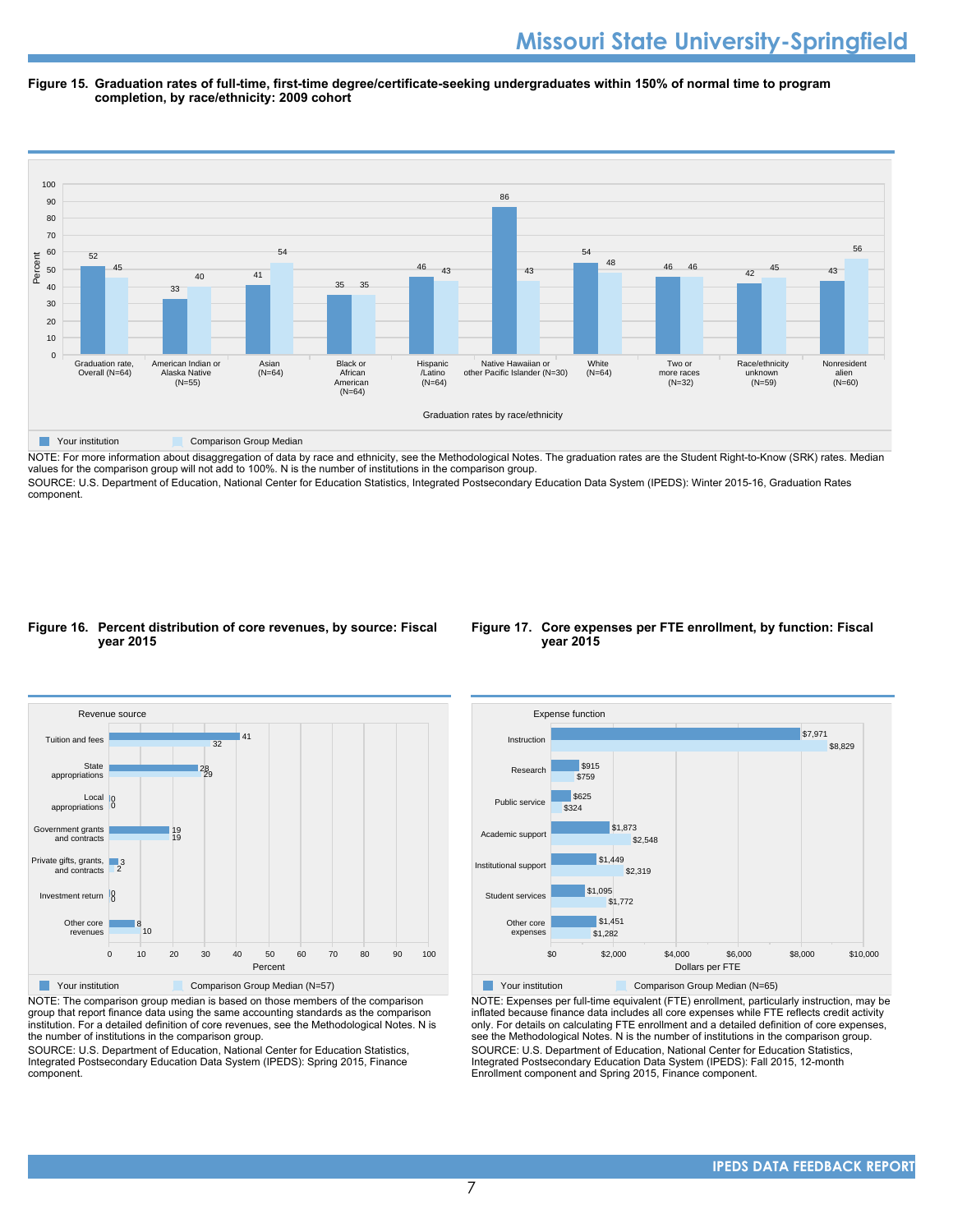**Figure 15. Graduation rates of full-time, first-time degree/certificate-seeking undergraduates within 150% of normal time to program completion, by race/ethnicity: 2009 cohort**

| Graduation rates by race/ethnicity | Your institution | Comparison Group Median |
|---|---|---|
| Graduation rate, Overall (N=64) | 52 | 45 |
| American Indian or Alaska Native (N=55) | 33 | 40 |
| Asian (N=64) | 41 | 54 |
| Black or African American (N=64) | 35 | 35 |
| Hispanic /Latino (N=64) | 46 | 43 |
| Native Hawaiian or other Pacific Islander (N=30) | 86 | 43 |
| White (N=64) | 54 | 48 |
| Two or more races (N=32) | 46 | 46 |
| Race/ethnicity unknown (N=59) | 42 | 45 |
| Nonresident alien (N=60) | 43 | 56 |

NOTE: For more information about disaggregation of data by race and ethnicity, see the Methodological Notes. The graduation rates are the Student Right-to-Know (SRK) rates. Median values for the comparison group will not add to 100%. N is the number of institutions in the comparison group.
SOURCE: U.S. Department of Education, National Center for Education Statistics, Integrated Postsecondary Education Data System (IPEDS): Winter 2015-16, Graduation Rates component.

**Figure 16. Percent distribution of core revenues, by source: Fiscal year 2015**

| Revenue source | Your institution | Comparison Group Median (N=57) |
|---|---|---|
| Tuition and fees | 41 | 32 |
| State appropriations | 28 | 29 |
| Local appropriations | 0 | 0 |
| Government grants and contracts | 19 | 19 |
| Private gifts, grants, and contracts | 3 | 2 |
| Investment return | 0 | 0 |
| Other core revenues | 8 | 10 |

NOTE: The comparison group median is based on those members of the comparison group that report finance data using the same accounting standards as the comparison institution. For a detailed definition of core revenues, see the Methodological Notes. N is the number of institutions in the comparison group.
SOURCE: U.S. Department of Education, National Center for Education Statistics, Integrated Postsecondary Education Data System (IPEDS): Spring 2015, Finance component.

**Figure 17. Core expenses per FTE enrollment, by function: Fiscal year 2015**

| Expense function | Your institution | Comparison Group Median (N=65) |
|---|---|---|
| Instruction | $7,971 | $8,829 |
| Research | $915 | $759 |
| Public service | $625 | $324 |
| Academic support | $1,873 | $2,548 |
| Institutional support | $1,449 | $2,319 |
| Student services | $1,095 | $1,772 |
| Other core expenses | $1,451 | $1,282 |

NOTE: Expenses per full-time equivalent (FTE) enrollment, particularly instruction, may be inflated because finance data includes all core expenses while FTE reflects credit activity only. For details on calculating FTE enrollment and a detailed definition of core expenses, see the Methodological Notes. N is the number of institutions in the comparison group.
SOURCE: U.S. Department of Education, National Center for Education Statistics, Integrated Postsecondary Education Data System (IPEDS): Fall 2015, 12-month Enrollment component and Spring 2015, Finance component.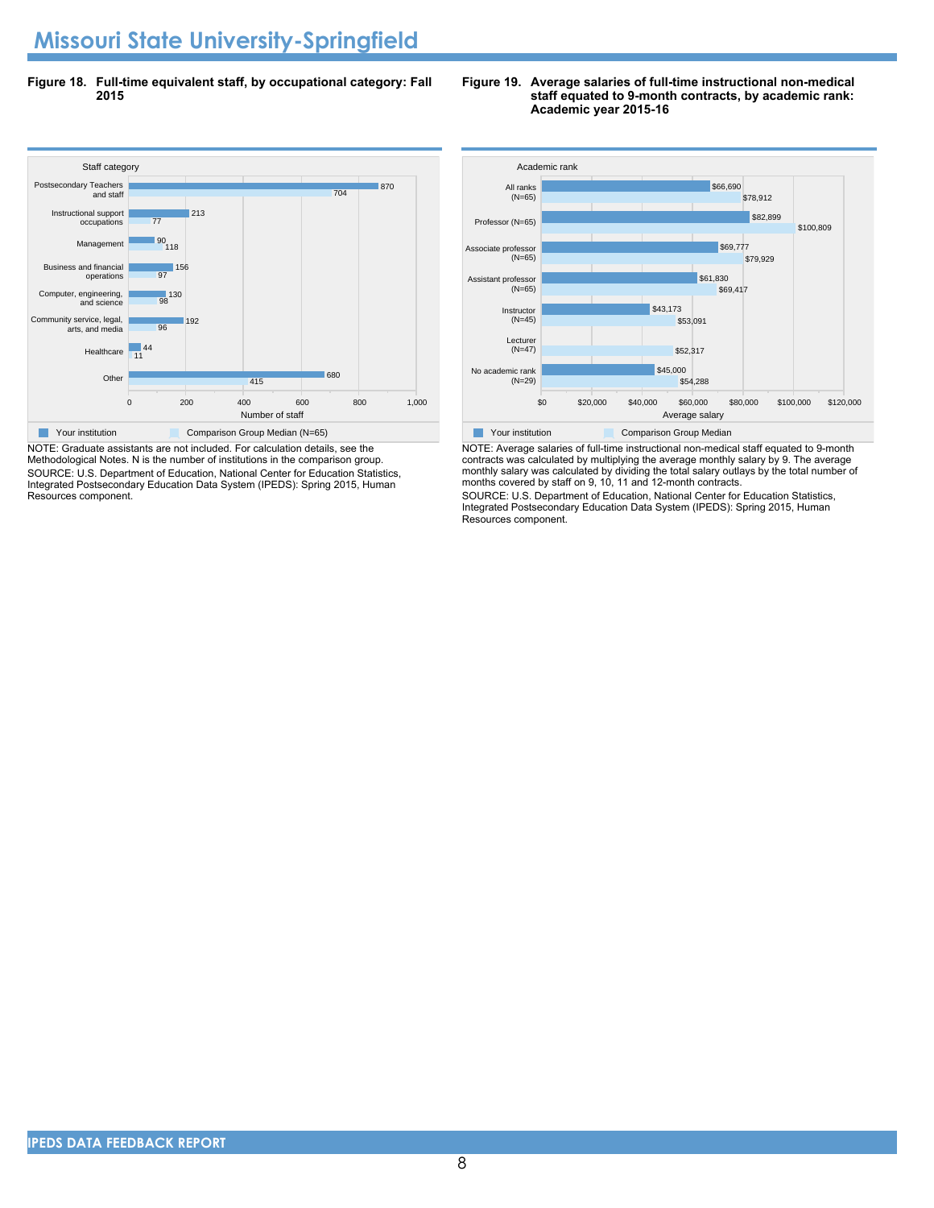# Missouri State University-Springfield

**Figure 18. Full-time equivalent staff, by occupational category: Fall 2015**

| Staff category | Your institution | Comparison Group Median (N=65) |
|---|---|---|
| Postsecondary Teachers and staff | 870 | 704 |
| Instructional support occupations | 213 | 77 |
| Management | 90 | 118 |
| Business and financial operations | 156 | 97 |
| Computer, engineering, and science | 130 | 98 |
| Community service, legal, arts, and media | 192 | 96 |
| Healthcare | 44 | 11 |
| Other | 680 | 415 |

NOTE: Graduate assistants are not included. For calculation details, see the Methodological Notes. N is the number of institutions in the comparison group.
SOURCE: U.S. Department of Education, National Center for Education Statistics, Integrated Postsecondary Education Data System (IPEDS): Spring 2015, Human Resources component.

**Figure 19. Average salaries of full-time instructional non-medical staff equated to 9-month contracts, by academic rank: Academic year 2015-16**

| Academic rank | Your institution | Comparison Group Median |
|---|---|---|
| All ranks (N=65) | $66,690 | $78,912 |
| Professor (N=65) | $82,899 | $100,809 |
| Associate professor (N=65) | $69,777 | $79,929 |
| Assistant professor (N=65) | $61,830 | $69,417 |
| Instructor (N=45) | $43,173 | $53,091 |
| Lecturer (N=47) | | $52,317 |
| No academic rank (N=29) | $45,000 | $54,288 |

NOTE: Average salaries of full-time instructional non-medical staff equated to 9-month contracts was calculated by multiplying the average monthly salary by 9. The average monthly salary was calculated by dividing the total salary outlays by the total number of months covered by staff on 9, 10, 11 and 12-month contracts.
SOURCE: U.S. Department of Education, National Center for Education Statistics, Integrated Postsecondary Education Data System (IPEDS): Spring 2015, Human Resources component.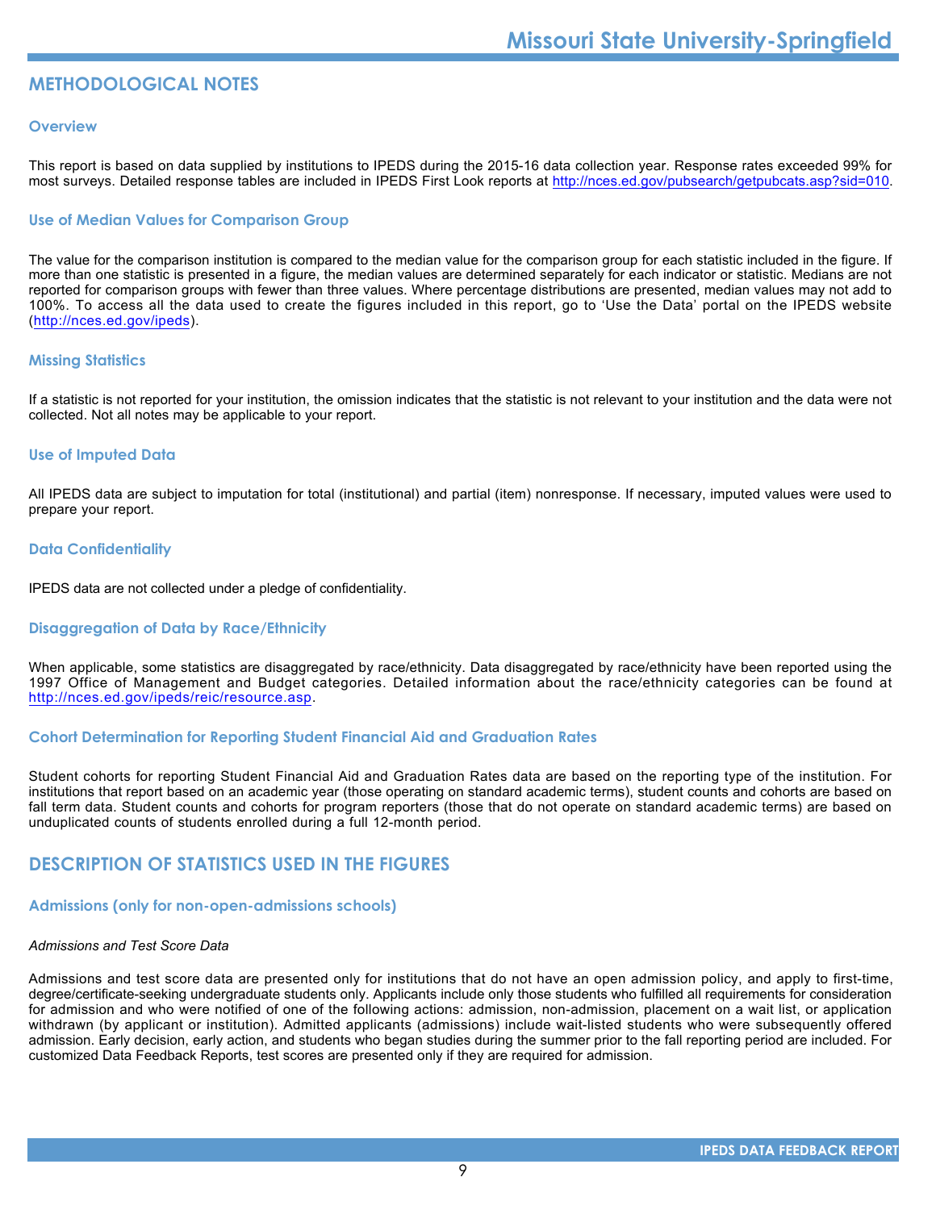## METHODOLOGICAL NOTES

### Overview

This report is based on data supplied by institutions to IPEDS during the 2015-16 data collection year. Response rates exceeded 99% for most surveys. Detailed response tables are included in IPEDS First Look reports at http://nces.ed.gov/pubsearch/getpubcats.asp?sid=010.

### Use of Median Values for Comparison Group

The value for the comparison institution is compared to the median value for the comparison group for each statistic included in the figure. If more than one statistic is presented in a figure, the median values are determined separately for each indicator or statistic. Medians are not reported for comparison groups with fewer than three values. Where percentage distributions are presented, median values may not add to 100%. To access all the data used to create the figures included in this report, go to 'Use the Data' portal on the IPEDS website (http://nces.ed.gov/ipeds).

### Missing Statistics

If a statistic is not reported for your institution, the omission indicates that the statistic is not relevant to your institution and the data were not collected. Not all notes may be applicable to your report.

### Use of Imputed Data

All IPEDS data are subject to imputation for total (institutional) and partial (item) nonresponse. If necessary, imputed values were used to prepare your report.

### Data Confidentiality

IPEDS data are not collected under a pledge of confidentiality.

### Disaggregation of Data by Race/Ethnicity

When applicable, some statistics are disaggregated by race/ethnicity. Data disaggregated by race/ethnicity have been reported using the 1997 Office of Management and Budget categories. Detailed information about the race/ethnicity categories can be found at http://nces.ed.gov/ipeds/reic/resource.asp.

### Cohort Determination for Reporting Student Financial Aid and Graduation Rates

Student cohorts for reporting Student Financial Aid and Graduation Rates data are based on the reporting type of the institution. For institutions that report based on an academic year (those operating on standard academic terms), student counts and cohorts are based on fall term data. Student counts and cohorts for program reporters (those that do not operate on standard academic terms) are based on unduplicated counts of students enrolled during a full 12-month period.

## DESCRIPTION OF STATISTICS USED IN THE FIGURES

### Admissions (only for non-open-admissions schools)

*Admissions and Test Score Data*

Admissions and test score data are presented only for institutions that do not have an open admission policy, and apply to first-time, degree/certificate-seeking undergraduate students only. Applicants include only those students who fulfilled all requirements for consideration for admission and who were notified of one of the following actions: admission, non-admission, placement on a wait list, or application withdrawn (by applicant or institution). Admitted applicants (admissions) include wait-listed students who were subsequently offered admission. Early decision, early action, and students who began studies during the summer prior to the fall reporting period are included. For customized Data Feedback Reports, test scores are presented only if they are required for admission.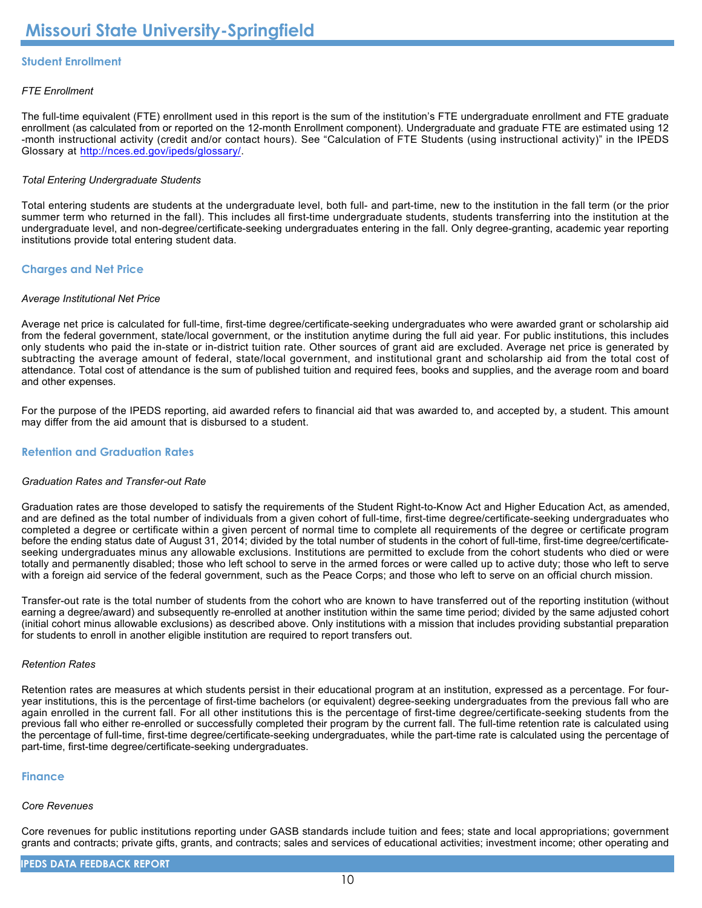# Missouri State University-Springfield

## Student Enrollment

*FTE Enrollment*

The full-time equivalent (FTE) enrollment used in this report is the sum of the institution's FTE undergraduate enrollment and FTE graduate enrollment (as calculated from or reported on the 12-month Enrollment component). Undergraduate and graduate FTE are estimated using 12-month instructional activity (credit and/or contact hours). See "Calculation of FTE Students (using instructional activity)" in the IPEDS Glossary at http://nces.ed.gov/ipeds/glossary/.

*Total Entering Undergraduate Students*

Total entering students are students at the undergraduate level, both full- and part-time, new to the institution in the fall term (or the prior summer term who returned in the fall). This includes all first-time undergraduate students, students transferring into the institution at the undergraduate level, and non-degree/certificate-seeking undergraduates entering in the fall. Only degree-granting, academic year reporting institutions provide total entering student data.

## Charges and Net Price

*Average Institutional Net Price*

Average net price is calculated for full-time, first-time degree/certificate-seeking undergraduates who were awarded grant or scholarship aid from the federal government, state/local government, or the institution anytime during the full aid year. For public institutions, this includes only students who paid the in-state or in-district tuition rate. Other sources of grant aid are excluded. Average net price is generated by subtracting the average amount of federal, state/local government, and institutional grant and scholarship aid from the total cost of attendance. Total cost of attendance is the sum of published tuition and required fees, books and supplies, and the average room and board and other expenses.

For the purpose of the IPEDS reporting, aid awarded refers to financial aid that was awarded to, and accepted by, a student. This amount may differ from the aid amount that is disbursed to a student.

## Retention and Graduation Rates

*Graduation Rates and Transfer-out Rate*

Graduation rates are those developed to satisfy the requirements of the Student Right-to-Know Act and Higher Education Act, as amended, and are defined as the total number of individuals from a given cohort of full-time, first-time degree/certificate-seeking undergraduates who completed a degree or certificate within a given percent of normal time to complete all requirements of the degree or certificate program before the ending status date of August 31, 2014; divided by the total number of students in the cohort of full-time, first-time degree/certificate-seeking undergraduates minus any allowable exclusions. Institutions are permitted to exclude from the cohort students who died or were totally and permanently disabled; those who left school to serve in the armed forces or were called up to active duty; those who left to serve with a foreign aid service of the federal government, such as the Peace Corps; and those who left to serve on an official church mission.

Transfer-out rate is the total number of students from the cohort who are known to have transferred out of the reporting institution (without earning a degree/award) and subsequently re-enrolled at another institution within the same time period; divided by the same adjusted cohort (initial cohort minus allowable exclusions) as described above. Only institutions with a mission that includes providing substantial preparation for students to enroll in another eligible institution are required to report transfers out.

*Retention Rates*

Retention rates are measures at which students persist in their educational program at an institution, expressed as a percentage. For four-year institutions, this is the percentage of first-time bachelors (or equivalent) degree-seeking undergraduates from the previous fall who are again enrolled in the current fall. For all other institutions this is the percentage of first-time degree/certificate-seeking students from the previous fall who either re-enrolled or successfully completed their program by the current fall. The full-time retention rate is calculated using the percentage of full-time, first-time degree/certificate-seeking undergraduates, while the part-time rate is calculated using the percentage of part-time, first-time degree/certificate-seeking undergraduates.

## Finance

*Core Revenues*

Core revenues for public institutions reporting under GASB standards include tuition and fees; state and local appropriations; government grants and contracts; private gifts, grants, and contracts; sales and services of educational activities; investment income; other operating and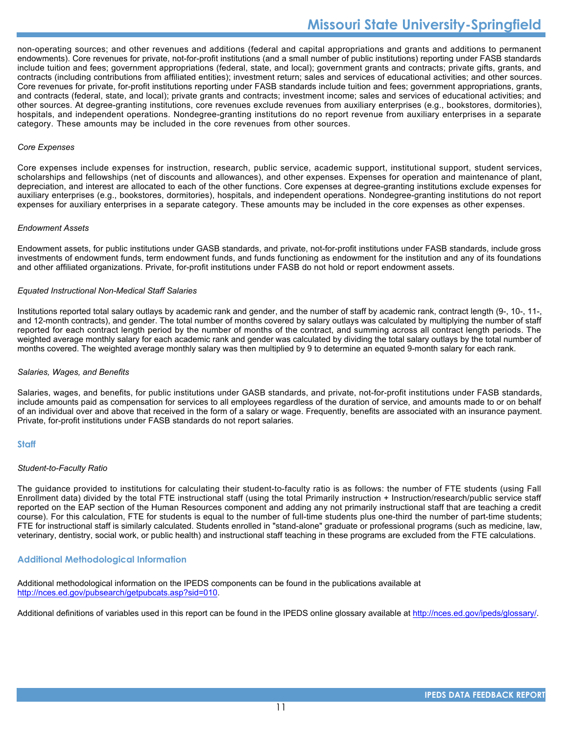non-operating sources; and other revenues and additions (federal and capital appropriations and grants and additions to permanent endowments). Core revenues for private, not-for-profit institutions (and a small number of public institutions) reporting under FASB standards include tuition and fees; government appropriations (federal, state, and local); government grants and contracts; private gifts, grants, and contracts (including contributions from affiliated entities); investment return; sales and services of educational activities; and other sources. Core revenues for private, for-profit institutions reporting under FASB standards include tuition and fees; government appropriations, grants, and contracts (federal, state, and local); private grants and contracts; investment income; sales and services of educational activities; and other sources. At degree-granting institutions, core revenues exclude revenues from auxiliary enterprises (e.g., bookstores, dormitories), hospitals, and independent operations. Nondegree-granting institutions do no report revenue from auxiliary enterprises in a separate category. These amounts may be included in the core revenues from other sources.

*Core Expenses*

Core expenses include expenses for instruction, research, public service, academic support, institutional support, student services, scholarships and fellowships (net of discounts and allowances), and other expenses. Expenses for operation and maintenance of plant, depreciation, and interest are allocated to each of the other functions. Core expenses at degree-granting institutions exclude expenses for auxiliary enterprises (e.g., bookstores, dormitories), hospitals, and independent operations. Nondegree-granting institutions do not report expenses for auxiliary enterprises in a separate category. These amounts may be included in the core expenses as other expenses.

*Endowment Assets*

Endowment assets, for public institutions under GASB standards, and private, not-for-profit institutions under FASB standards, include gross investments of endowment funds, term endowment funds, and funds functioning as endowment for the institution and any of its foundations and other affiliated organizations. Private, for-profit institutions under FASB do not hold or report endowment assets.

*Equated Instructional Non-Medical Staff Salaries*

Institutions reported total salary outlays by academic rank and gender, and the number of staff by academic rank, contract length (9-, 10-, 11-, and 12-month contracts), and gender. The total number of months covered by salary outlays was calculated by multiplying the number of staff reported for each contract length period by the number of months of the contract, and summing across all contract length periods. The weighted average monthly salary for each academic rank and gender was calculated by dividing the total salary outlays by the total number of months covered. The weighted average monthly salary was then multiplied by 9 to determine an equated 9-month salary for each rank.

*Salaries, Wages, and Benefits*

Salaries, wages, and benefits, for public institutions under GASB standards, and private, not-for-profit institutions under FASB standards, include amounts paid as compensation for services to all employees regardless of the duration of service, and amounts made to or on behalf of an individual over and above that received in the form of a salary or wage. Frequently, benefits are associated with an insurance payment. Private, for-profit institutions under FASB standards do not report salaries.

## Staff

*Student-to-Faculty Ratio*

The guidance provided to institutions for calculating their student-to-faculty ratio is as follows: the number of FTE students (using Fall Enrollment data) divided by the total FTE instructional staff (using the total Primarily instruction + Instruction/research/public service staff reported on the EAP section of the Human Resources component and adding any not primarily instructional staff that are teaching a credit course). For this calculation, FTE for students is equal to the number of full-time students plus one-third the number of part-time students; FTE for instructional staff is similarly calculated. Students enrolled in "stand-alone" graduate or professional programs (such as medicine, law, veterinary, dentistry, social work, or public health) and instructional staff teaching in these programs are excluded from the FTE calculations.

## Additional Methodological Information

Additional methodological information on the IPEDS components can be found in the publications available at http://nces.ed.gov/pubsearch/getpubcats.asp?sid=010.

Additional definitions of variables used in this report can be found in the IPEDS online glossary available at http://nces.ed.gov/ipeds/glossary/.